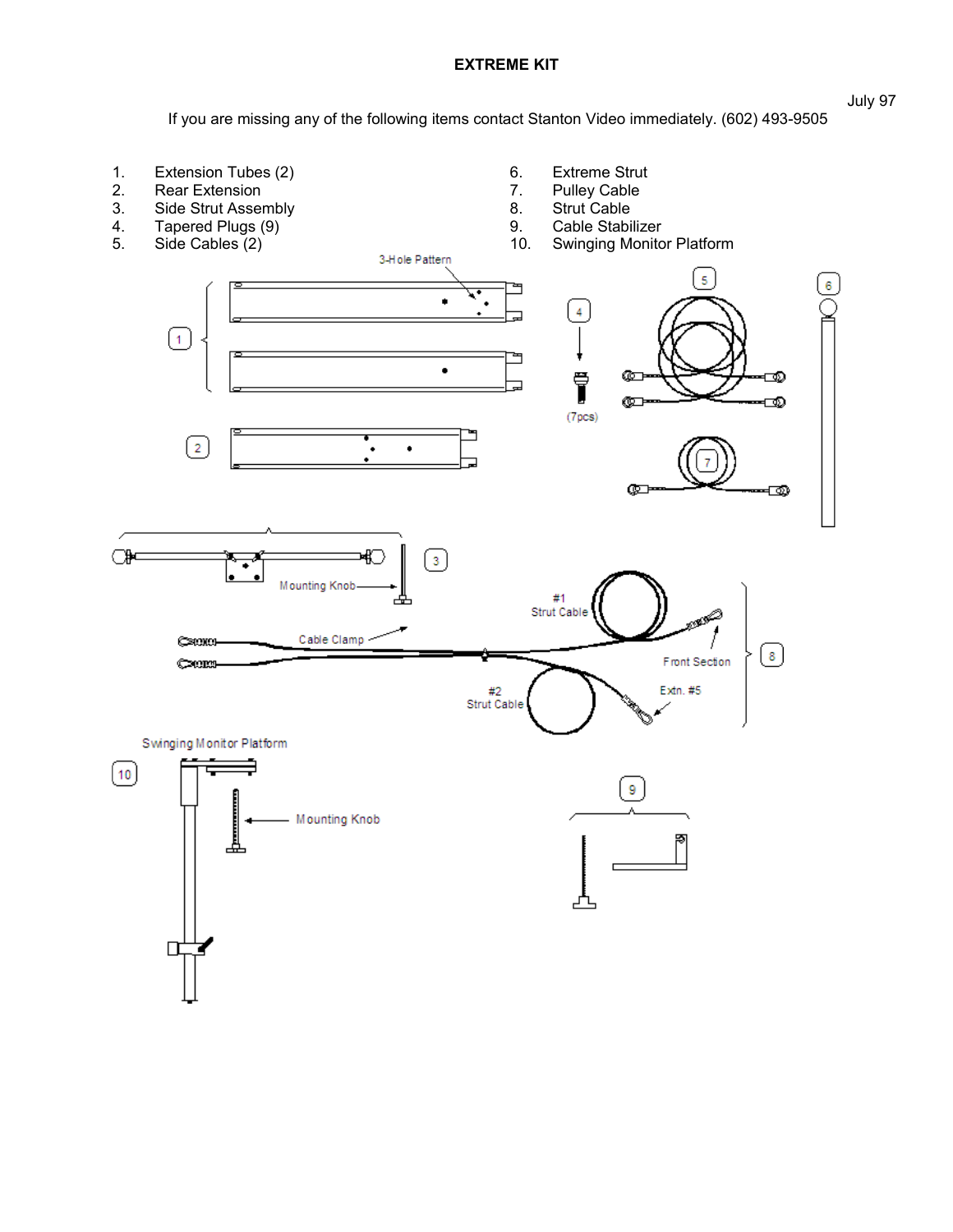# EXTREME KIT

July 97

If you are missing any of the following items contact Stanton Video immediately. (602) 493-9505

1. Extension Tubes (2)
2. Rear Extension
3. Side Strut Assembly
4. Tapered Plugs (9)
5. Side Cables (2)
6. Extreme Strut
7. Pulley Cable
8. Strut Cable
9. Cable Stabilizer
10. Swinging Monitor Platform

3-Hole Pattern

(7pcs)

Mounting Knob

#1 Strut Cable

Cable Clamp

Front Section

#2 Strut Cable

Extn. #5

Swinging Monitor Platform

Mounting Knob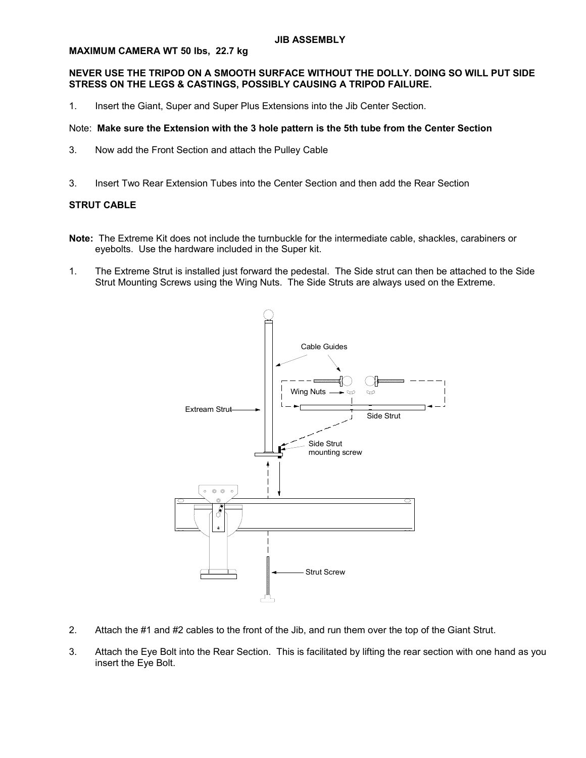**JIB ASSEMBLY**

**MAXIMUM CAMERA WT 50 lbs, 22.7 kg**

**NEVER USE THE TRIPOD ON A SMOOTH SURFACE WITHOUT THE DOLLY. DOING SO WILL PUT SIDE STRESS ON THE LEGS & CASTINGS, POSSIBLY CAUSING A TRIPOD FAILURE.**

1. Insert the Giant, Super and Super Plus Extensions into the Jib Center Section.

Note: **Make sure the Extension with the 3 hole pattern is the 5th tube from the Center Section**

3. Now add the Front Section and attach the Pulley Cable

3. Insert Two Rear Extension Tubes into the Center Section and then add the Rear Section

**STRUT CABLE**

**Note:** The Extreme Kit does not include the turnbuckle for the intermediate cable, shackles, carabiners or eyebolts. Use the hardware included in the Super kit.

1. The Extreme Strut is installed just forward the pedestal. The Side strut can then be attached to the Side Strut Mounting Screws using the Wing Nuts. The Side Struts are always used on the Extreme.

Cable Guides

Wing Nuts

Extream Strut

Side Strut

Side Strut mounting screw

Strut Screw

2. Attach the #1 and #2 cables to the front of the Jib, and run them over the top of the Giant Strut.

3. Attach the Eye Bolt into the Rear Section. This is facilitated by lifting the rear section with one hand as you insert the Eye Bolt.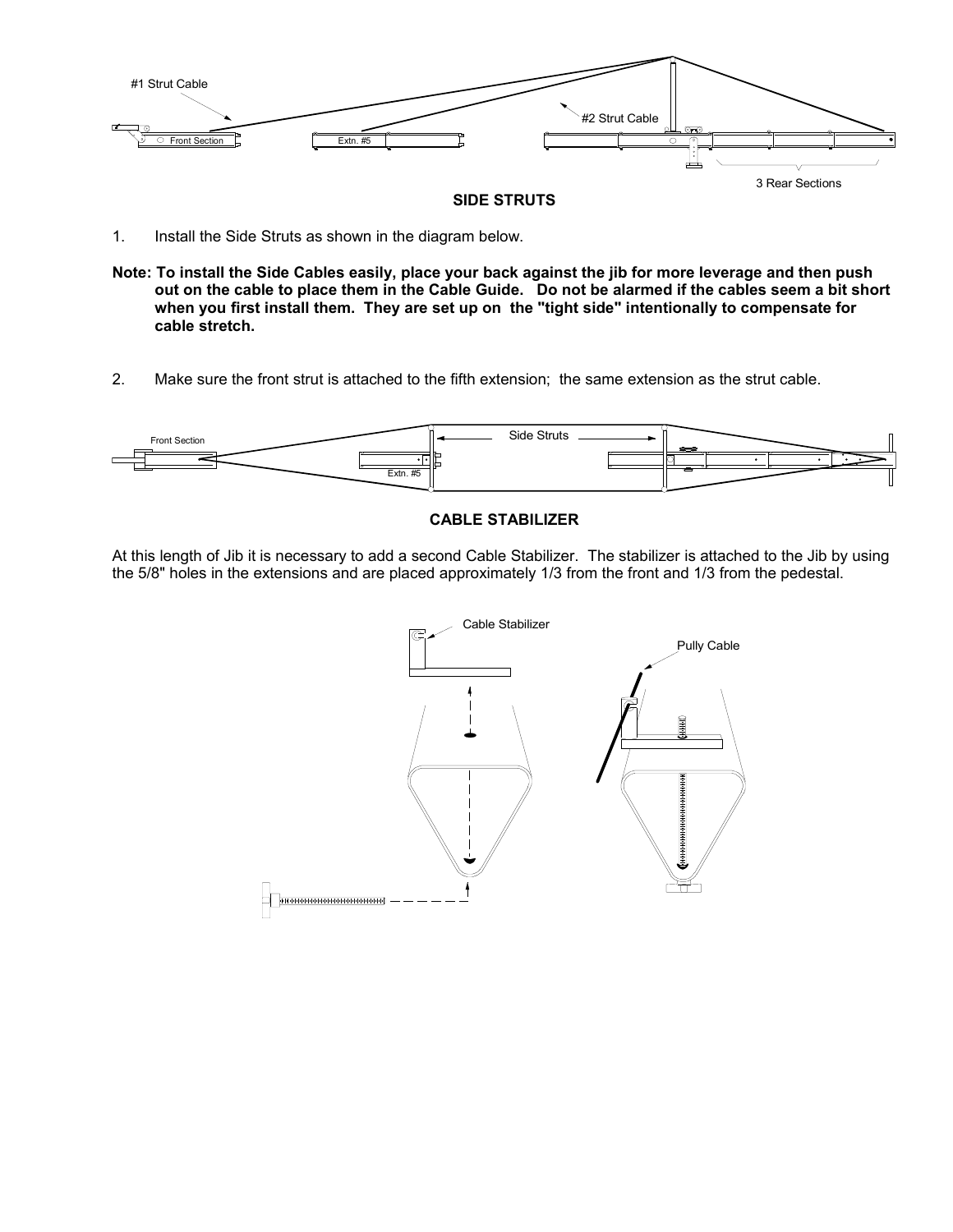**SIDE STRUTS**

1. Install the Side Struts as shown in the diagram below.

**Note: To install the Side Cables easily, place your back against the jib for more leverage and then push out on the cable to place them in the Cable Guide. Do not be alarmed if the cables seem a bit short when you first install them. They are set up on the "tight side" intentionally to compensate for cable stretch.**

2. Make sure the front strut is attached to the fifth extension; the same extension as the strut cable.

**CABLE STABILIZER**

At this length of Jib it is necessary to add a second Cable Stabilizer. The stabilizer is attached to the Jib by using the 5/8" holes in the extensions and are placed approximately 1/3 from the front and 1/3 from the pedestal.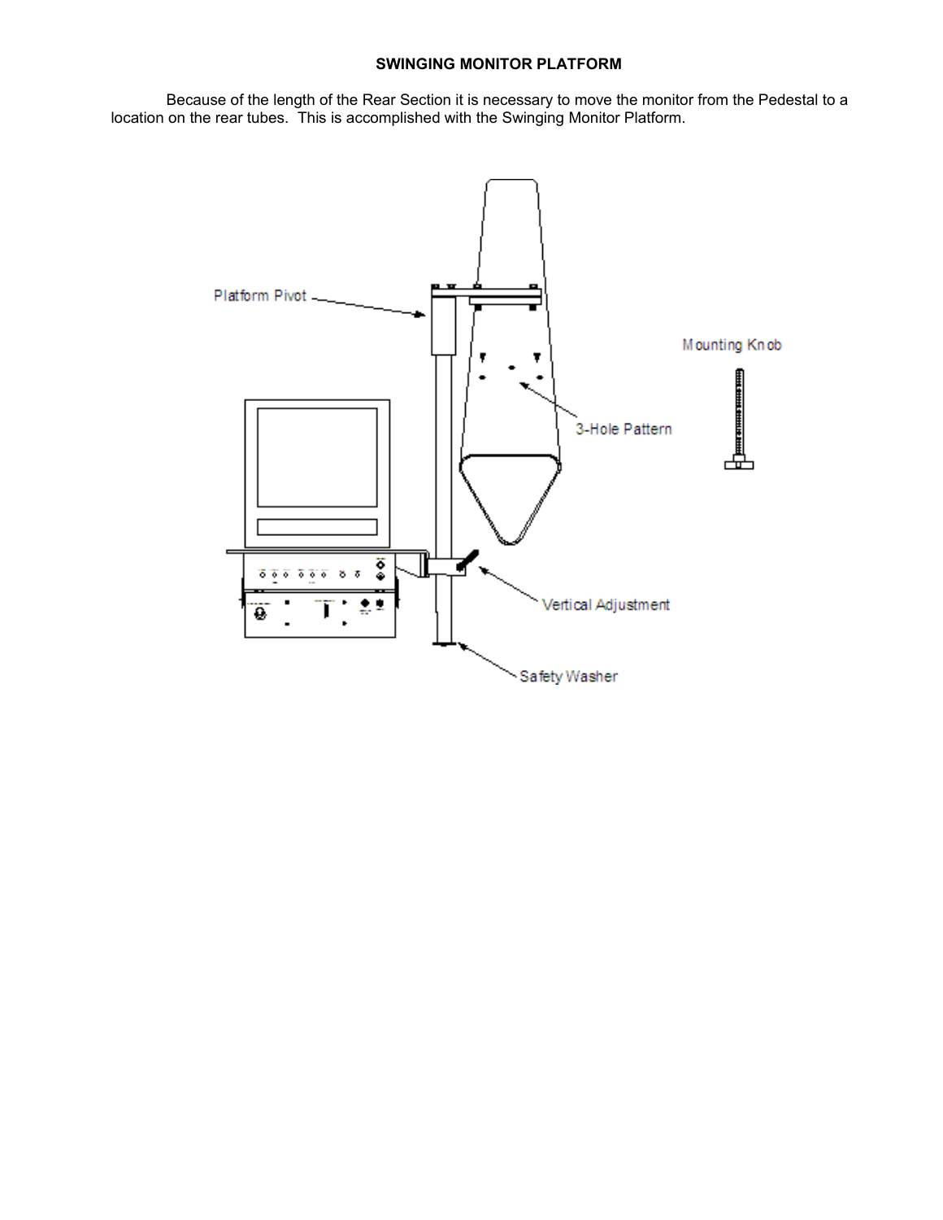## SWINGING MONITOR PLATFORM

Because of the length of the Rear Section it is necessary to move the monitor from the Pedestal to a location on the rear tubes. This is accomplished with the Swinging Monitor Platform.

Platform Pivot

Mounting Knob

3-Hole Pattern

Vertical Adjustment

Safety Washer